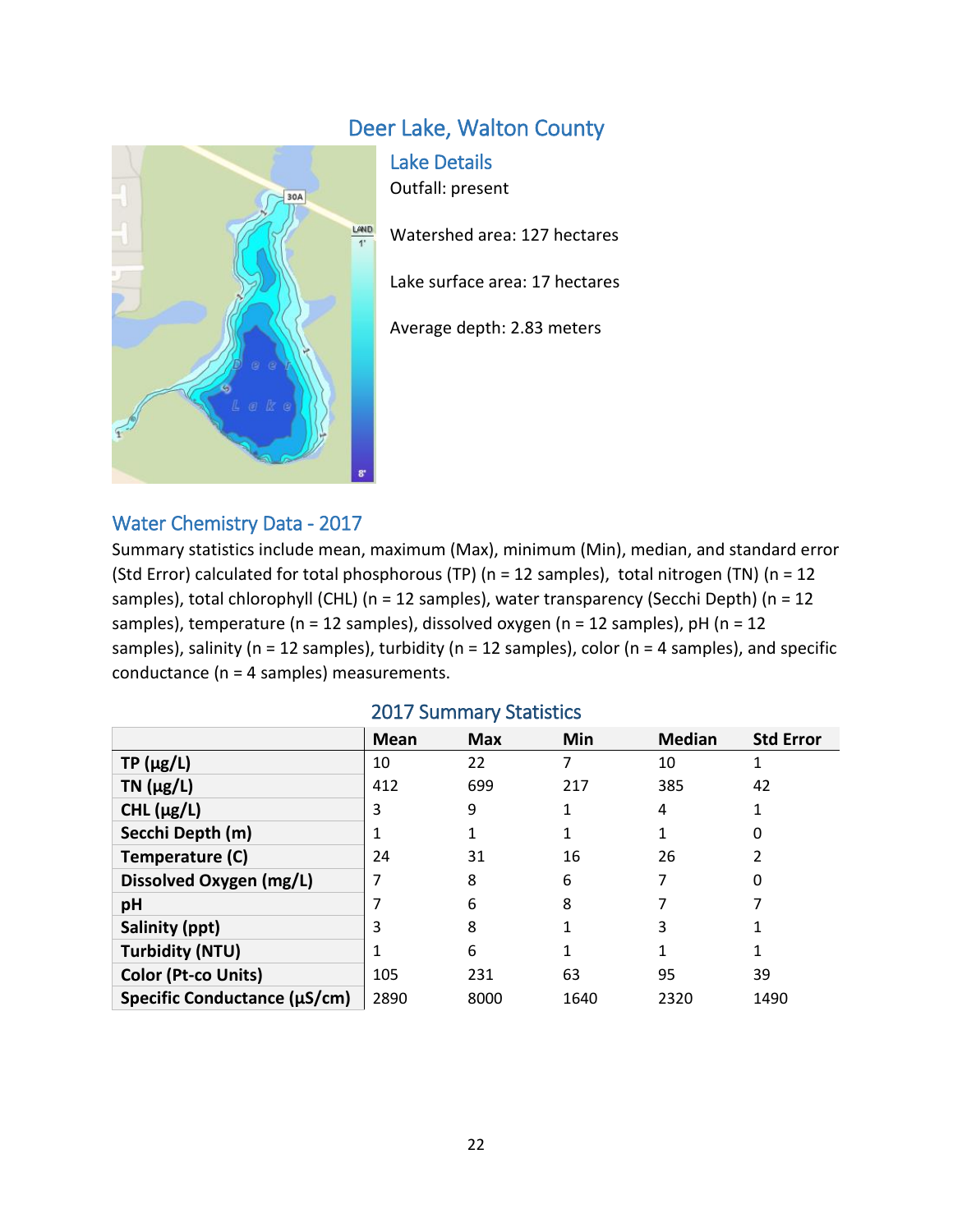# Deer Lake, Walton County

## Lake Details

Outfall: present

Watershed area: 127 hectares

Lake surface area: 17 hectares

Average depth: 2.83 meters

## Water Chemistry Data - 2017

Summary statistics include mean, maximum (Max), minimum (Min), median, and standard error (Std Error) calculated for total phosphorous (TP) (n = 12 samples), total nitrogen (TN) (n = 12 samples), total chlorophyll (CHL) (n = 12 samples), water transparency (Secchi Depth) (n = 12 samples), temperature (n = 12 samples), dissolved oxygen (n = 12 samples), pH (n = 12 samples), salinity (n = 12 samples), turbidity (n = 12 samples), color (n = 4 samples), and specific conductance (n = 4 samples) measurements.

### 2017 Summary Statistics

| | Mean | Max | Min | Median | Std Error |
|---|---|---|---|---|---|
| **TP (µg/L)** | 10 | 22 | 7 | 10 | 1 |
| **TN (µg/L)** | 412 | 699 | 217 | 385 | 42 |
| **CHL (µg/L)** | 3 | 9 | 1 | 4 | 1 |
| **Secchi Depth (m)** | 1 | 1 | 1 | 1 | 0 |
| **Temperature (C)** | 24 | 31 | 16 | 26 | 2 |
| **Dissolved Oxygen (mg/L)** | 7 | 8 | 6 | 7 | 0 |
| **pH** | 7 | 6 | 8 | 7 | 7 |
| **Salinity (ppt)** | 3 | 8 | 1 | 3 | 1 |
| **Turbidity (NTU)** | 1 | 6 | 1 | 1 | 1 |
| **Color (Pt-co Units)** | 105 | 231 | 63 | 95 | 39 |
| **Specific Conductance (µS/cm)** | 2890 | 8000 | 1640 | 2320 | 1490 |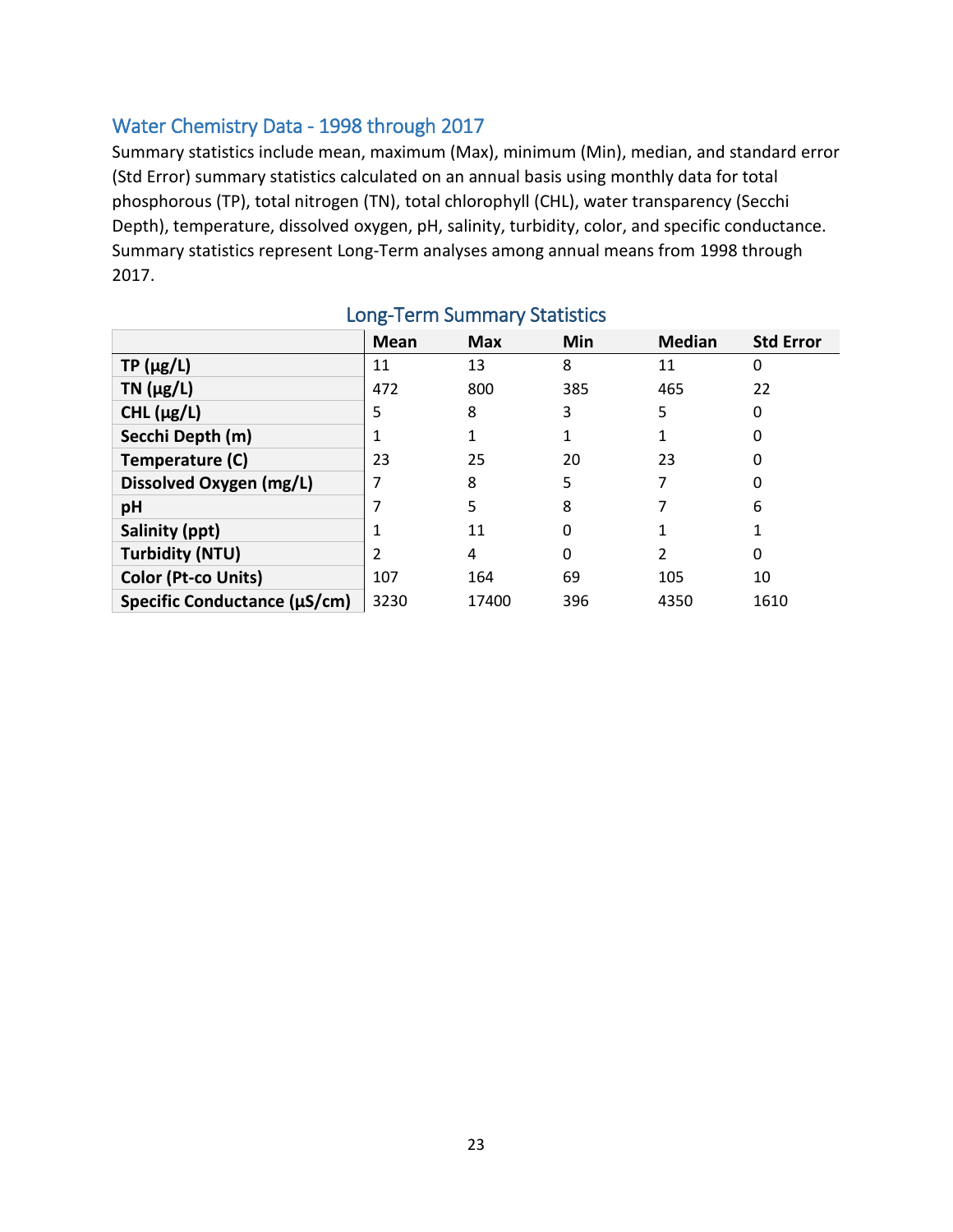## Water Chemistry Data - 1998 through 2017

Summary statistics include mean, maximum (Max), minimum (Min), median, and standard error (Std Error) summary statistics calculated on an annual basis using monthly data for total phosphorous (TP), total nitrogen (TN), total chlorophyll (CHL), water transparency (Secchi Depth), temperature, dissolved oxygen, pH, salinity, turbidity, color, and specific conductance. Summary statistics represent Long-Term analyses among annual means from 1998 through 2017.

### Long-Term Summary Statistics

| | Mean | Max | Min | Median | Std Error |
|---|---|---|---|---|---|
| **TP (µg/L)** | 11 | 13 | 8 | 11 | 0 |
| **TN (µg/L)** | 472 | 800 | 385 | 465 | 22 |
| **CHL (µg/L)** | 5 | 8 | 3 | 5 | 0 |
| **Secchi Depth (m)** | 1 | 1 | 1 | 1 | 0 |
| **Temperature (C)** | 23 | 25 | 20 | 23 | 0 |
| **Dissolved Oxygen (mg/L)** | 7 | 8 | 5 | 7 | 0 |
| **pH** | 7 | 5 | 8 | 7 | 6 |
| **Salinity (ppt)** | 1 | 11 | 0 | 1 | 1 |
| **Turbidity (NTU)** | 2 | 4 | 0 | 2 | 0 |
| **Color (Pt-co Units)** | 107 | 164 | 69 | 105 | 10 |
| **Specific Conductance (µS/cm)** | 3230 | 17400 | 396 | 4350 | 1610 |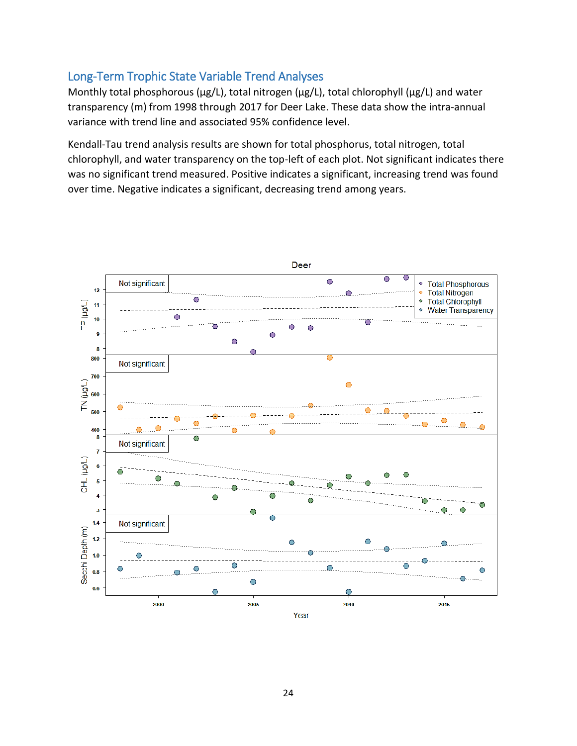## Long-Term Trophic State Variable Trend Analyses

Monthly total phosphorous (µg/L), total nitrogen (µg/L), total chlorophyll (µg/L) and water transparency (m) from 1998 through 2017 for Deer Lake. These data show the intra-annual variance with trend line and associated 95% confidence level.

Kendall-Tau trend analysis results are shown for total phosphorus, total nitrogen, total chlorophyll, and water transparency on the top-left of each plot. Not significant indicates there was no significant trend measured. Positive indicates a significant, increasing trend was found over time. Negative indicates a significant, decreasing trend among years.

Deer

Not significant
TP (µg/L)
12
11
10
9
8

Total Phosphorous
Total Nitrogen
Total Chlorophyll
Water Transparency

Not significant
TN (µg/L)
800
700
600
500
400

Not significant
CHL (µg/L)
8
7
6
5
4
3

Not significant
Secchi Depth (m)
1.4
1.2
1.0
0.8
0.6

2000
2005
2010
2015
Year